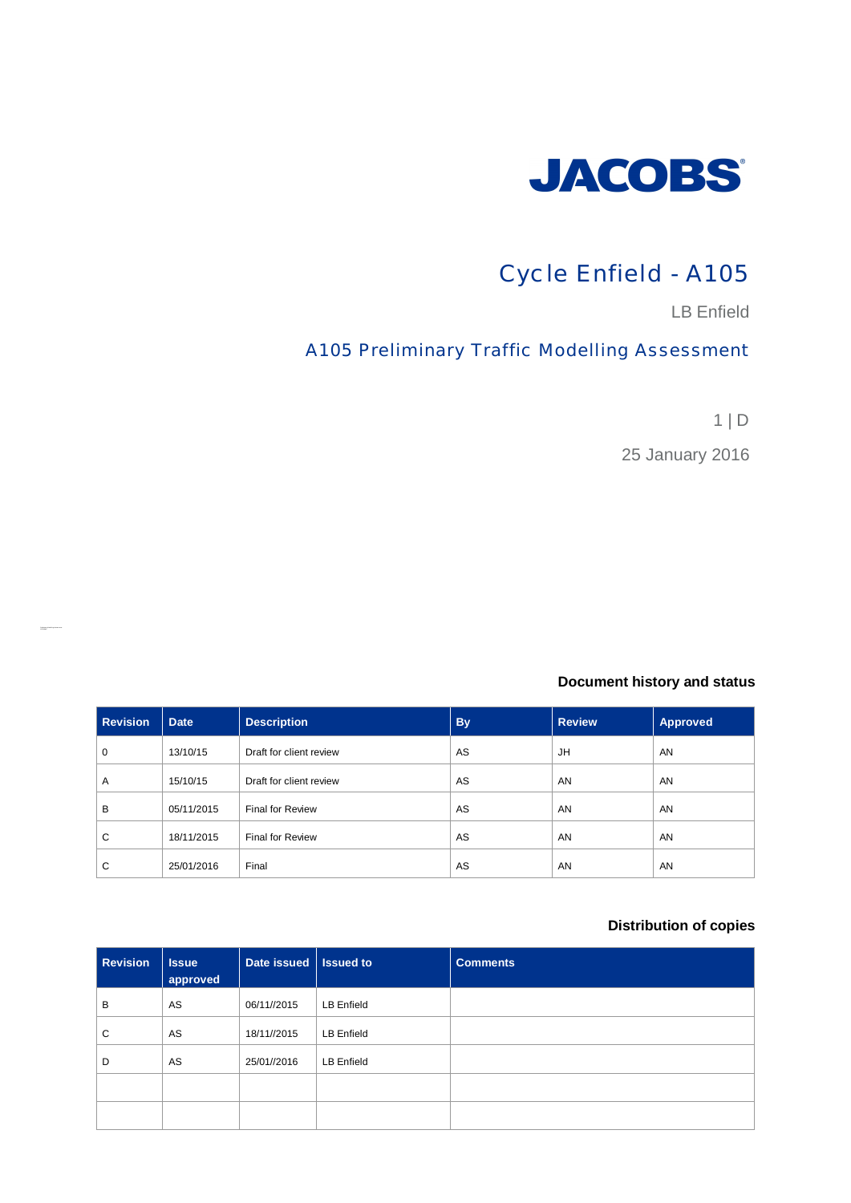JACOBS

# Cycle Enfield - A105

LB Enfield

## A105 Preliminary Traffic Modelling Assessment

1 | D

25 January 2016

### Document history and status

| Revision | Date | Description | By | Review | Approved |
|---|---|---|---|---|---|
| 0 | 13/10/15 | Draft for client review | AS | JH | AN |
| A | 15/10/15 | Draft for client review | AS | AN | AN |
| B | 05/11/2015 | Final for Review | AS | AN | AN |
| C | 18/11/2015 | Final for Review | AS | AN | AN |
| C | 25/01/2016 | Final | AS | AN | AN |

### Distribution of copies

| Revision | Issue approved | Date issued | Issued to | Comments |
|---|---|---|---|---|
| B | AS | 06/11//2015 | LB Enfield | |
| C | AS | 18/11//2015 | LB Enfield | |
| D | AS | 25/01//2016 | LB Enfield | |
| | | | | |
| | | | | |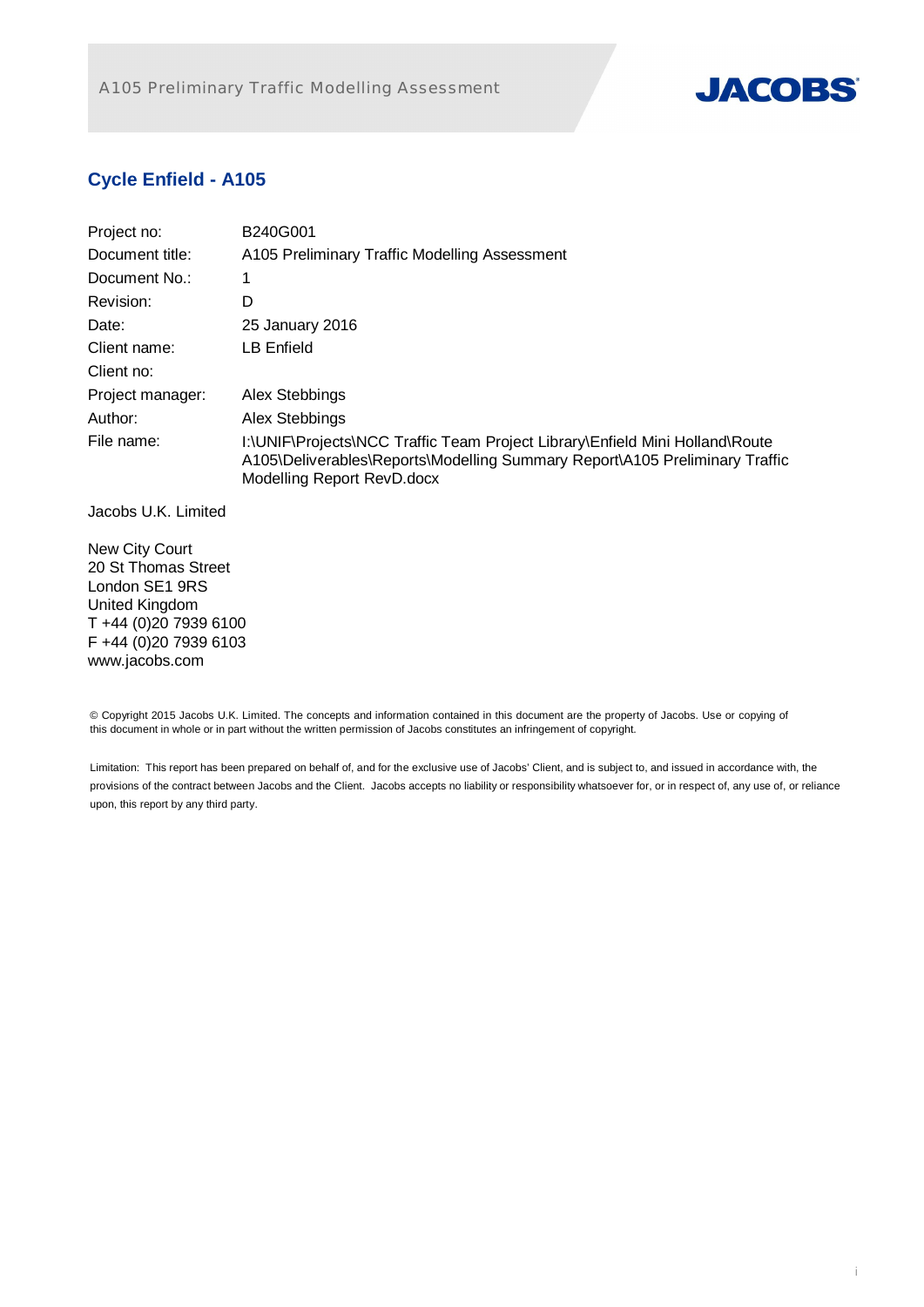# Cycle Enfield - A105

| | |
|---|---|
| Project no: | B240G001 |
| Document title: | A105 Preliminary Traffic Modelling Assessment |
| Document No.: | 1 |
| Revision: | D |
| Date: | 25 January 2016 |
| Client name: | LB Enfield |
| Client no: | |
| Project manager: | Alex Stebbings |
| Author: | Alex Stebbings |
| File name: | I:\UNIF\Projects\NCC Traffic Team Project Library\Enfield Mini Holland\Route A105\Deliverables\Reports\Modelling Summary Report\A105 Preliminary Traffic Modelling Report RevD.docx |

Jacobs U.K. Limited

New City Court
20 St Thomas Street
London SE1 9RS
United Kingdom
T +44 (0)20 7939 6100
F +44 (0)20 7939 6103
www.jacobs.com

© Copyright 2015 Jacobs U.K. Limited. The concepts and information contained in this document are the property of Jacobs. Use or copying of this document in whole or in part without the written permission of Jacobs constitutes an infringement of copyright.

Limitation: This report has been prepared on behalf of, and for the exclusive use of Jacobs' Client, and is subject to, and issued in accordance with, the provisions of the contract between Jacobs and the Client. Jacobs accepts no liability or responsibility whatsoever for, or in respect of, any use of, or reliance upon, this report by any third party.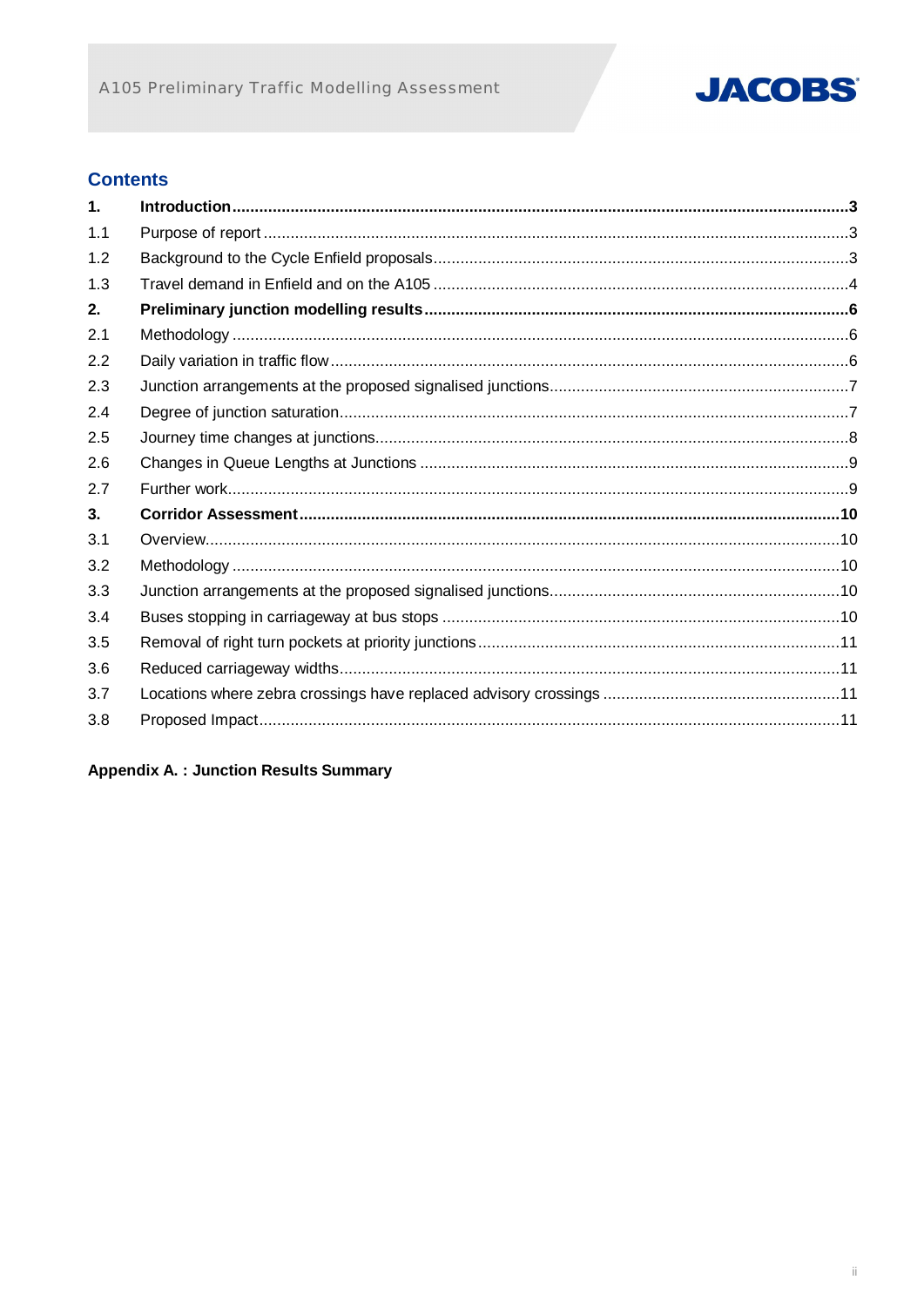## Contents

| | | |
|---|---|---|
| **1.** | **Introduction** | **3** |
| 1.1 | Purpose of report | 3 |
| 1.2 | Background to the Cycle Enfield proposals | 3 |
| 1.3 | Travel demand in Enfield and on the A105 | 4 |
| **2.** | **Preliminary junction modelling results** | **6** |
| 2.1 | Methodology | 6 |
| 2.2 | Daily variation in traffic flow | 6 |
| 2.3 | Junction arrangements at the proposed signalised junctions | 7 |
| 2.4 | Degree of junction saturation | 7 |
| 2.5 | Journey time changes at junctions | 8 |
| 2.6 | Changes in Queue Lengths at Junctions | 9 |
| 2.7 | Further work | 9 |
| **3.** | **Corridor Assessment** | **10** |
| 3.1 | Overview | 10 |
| 3.2 | Methodology | 10 |
| 3.3 | Junction arrangements at the proposed signalised junctions | 10 |
| 3.4 | Buses stopping in carriageway at bus stops | 10 |
| 3.5 | Removal of right turn pockets at priority junctions | 11 |
| 3.6 | Reduced carriageway widths | 11 |
| 3.7 | Locations where zebra crossings have replaced advisory crossings | 11 |
| 3.8 | Proposed Impact | 11 |

**Appendix A. : Junction Results Summary**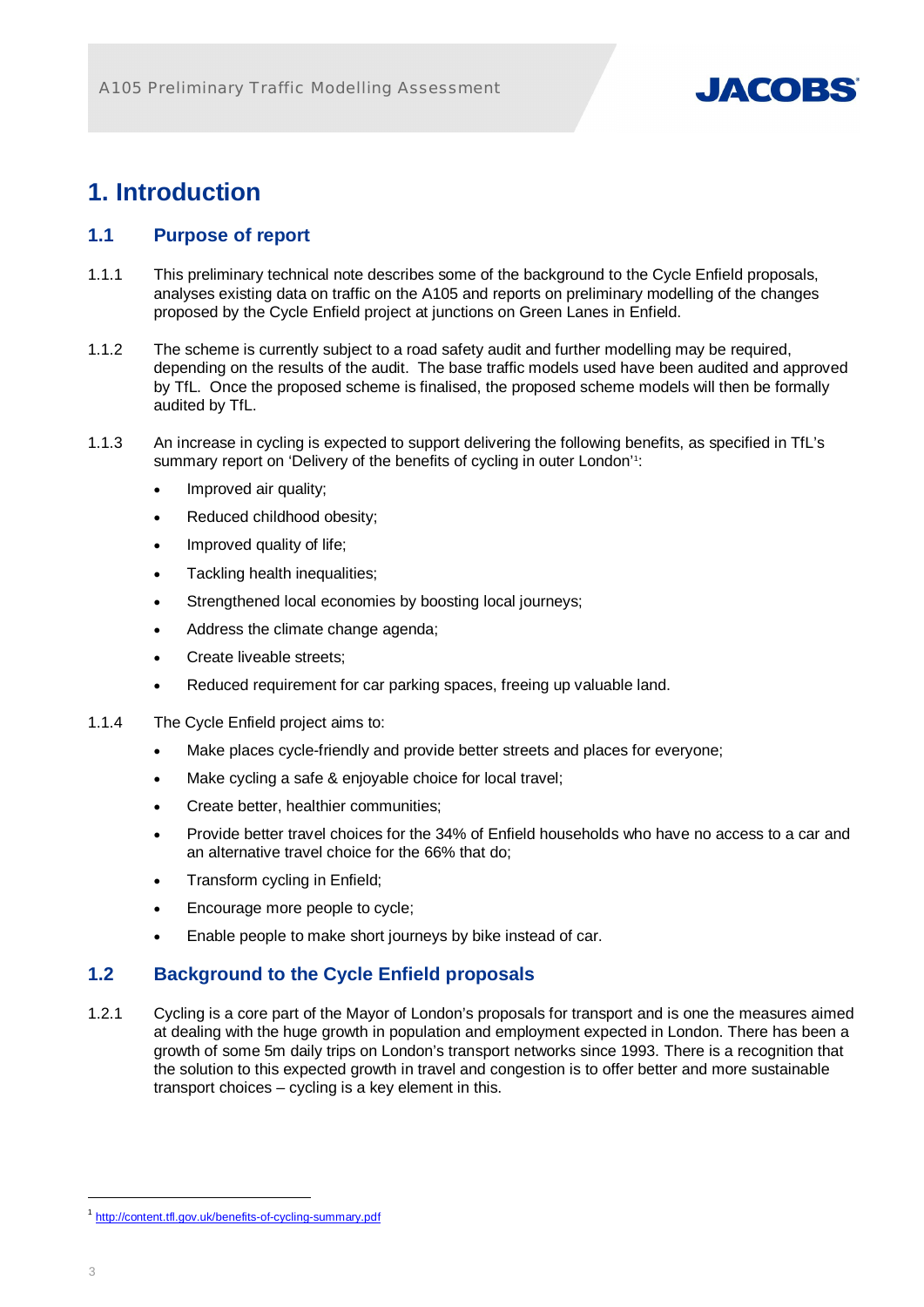# 1. Introduction

## 1.1 Purpose of report

1.1.1 This preliminary technical note describes some of the background to the Cycle Enfield proposals, analyses existing data on traffic on the A105 and reports on preliminary modelling of the changes proposed by the Cycle Enfield project at junctions on Green Lanes in Enfield.

1.1.2 The scheme is currently subject to a road safety audit and further modelling may be required, depending on the results of the audit. The base traffic models used have been audited and approved by TfL. Once the proposed scheme is finalised, the proposed scheme models will then be formally audited by TfL.

1.1.3 An increase in cycling is expected to support delivering the following benefits, as specified in TfL's summary report on 'Delivery of the benefits of cycling in outer London'[1]:

- Improved air quality;
- Reduced childhood obesity;
- Improved quality of life;
- Tackling health inequalities;
- Strengthened local economies by boosting local journeys;
- Address the climate change agenda;
- Create liveable streets;
- Reduced requirement for car parking spaces, freeing up valuable land.

1.1.4 The Cycle Enfield project aims to:

- Make places cycle-friendly and provide better streets and places for everyone;
- Make cycling a safe & enjoyable choice for local travel;
- Create better, healthier communities;
- Provide better travel choices for the 34% of Enfield households who have no access to a car and an alternative travel choice for the 66% that do;
- Transform cycling in Enfield;
- Encourage more people to cycle;
- Enable people to make short journeys by bike instead of car.

## 1.2 Background to the Cycle Enfield proposals

1.2.1 Cycling is a core part of the Mayor of London's proposals for transport and is one the measures aimed at dealing with the huge growth in population and employment expected in London. There has been a growth of some 5m daily trips on London's transport networks since 1993. There is a recognition that the solution to this expected growth in travel and congestion is to offer better and more sustainable transport choices – cycling is a key element in this.

---

[1] http://content.tfl.gov.uk/benefits-of-cycling-summary.pdf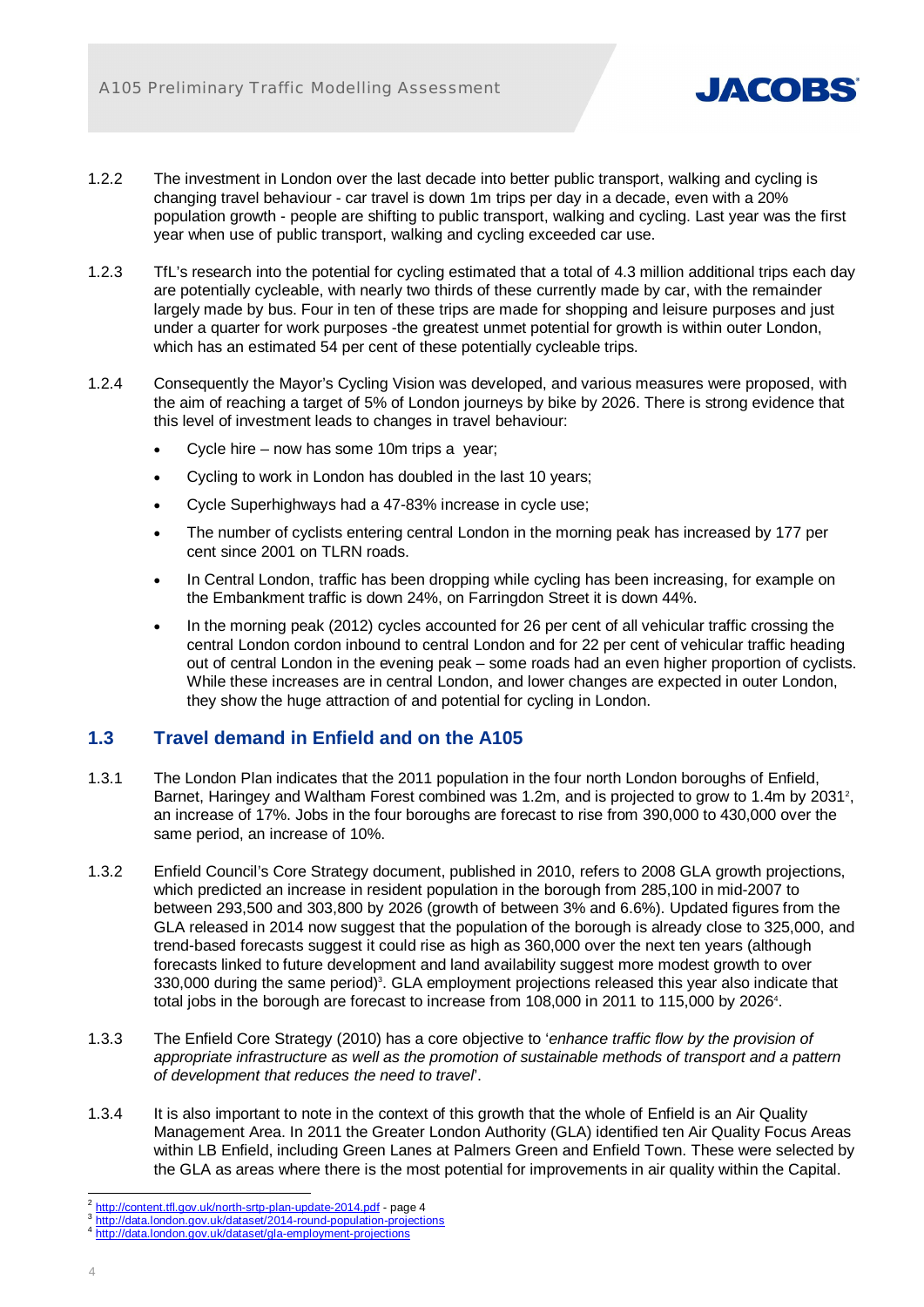1.2.2 The investment in London over the last decade into better public transport, walking and cycling is changing travel behaviour - car travel is down 1m trips per day in a decade, even with a 20% population growth - people are shifting to public transport, walking and cycling. Last year was the first year when use of public transport, walking and cycling exceeded car use.

1.2.3 TfL's research into the potential for cycling estimated that a total of 4.3 million additional trips each day are potentially cycleable, with nearly two thirds of these currently made by car, with the remainder largely made by bus. Four in ten of these trips are made for shopping and leisure purposes and just under a quarter for work purposes -the greatest unmet potential for growth is within outer London, which has an estimated 54 per cent of these potentially cycleable trips.

1.2.4 Consequently the Mayor's Cycling Vision was developed, and various measures were proposed, with the aim of reaching a target of 5% of London journeys by bike by 2026. There is strong evidence that this level of investment leads to changes in travel behaviour:

- Cycle hire – now has some 10m trips a year;
- Cycling to work in London has doubled in the last 10 years;
- Cycle Superhighways had a 47-83% increase in cycle use;
- The number of cyclists entering central London in the morning peak has increased by 177 per cent since 2001 on TLRN roads.
- In Central London, traffic has been dropping while cycling has been increasing, for example on the Embankment traffic is down 24%, on Farringdon Street it is down 44%.
- In the morning peak (2012) cycles accounted for 26 per cent of all vehicular traffic crossing the central London cordon inbound to central London and for 22 per cent of vehicular traffic heading out of central London in the evening peak – some roads had an even higher proportion of cyclists. While these increases are in central London, and lower changes are expected in outer London, they show the huge attraction of and potential for cycling in London.

## 1.3 Travel demand in Enfield and on the A105

1.3.1 The London Plan indicates that the 2011 population in the four north London boroughs of Enfield, Barnet, Haringey and Waltham Forest combined was 1.2m, and is projected to grow to 1.4m by 2031[2], an increase of 17%. Jobs in the four boroughs are forecast to rise from 390,000 to 430,000 over the same period, an increase of 10%.

1.3.2 Enfield Council's Core Strategy document, published in 2010, refers to 2008 GLA growth projections, which predicted an increase in resident population in the borough from 285,100 in mid-2007 to between 293,500 and 303,800 by 2026 (growth of between 3% and 6.6%). Updated figures from the GLA released in 2014 now suggest that the population of the borough is already close to 325,000, and trend-based forecasts suggest it could rise as high as 360,000 over the next ten years (although forecasts linked to future development and land availability suggest more modest growth to over 330,000 during the same period)[3]. GLA employment projections released this year also indicate that total jobs in the borough are forecast to increase from 108,000 in 2011 to 115,000 by 2026[4].

1.3.3 The Enfield Core Strategy (2010) has a core objective to '*enhance traffic flow by the provision of appropriate infrastructure as well as the promotion of sustainable methods of transport and a pattern of development that reduces the need to travel*'.

1.3.4 It is also important to note in the context of this growth that the whole of Enfield is an Air Quality Management Area. In 2011 the Greater London Authority (GLA) identified ten Air Quality Focus Areas within LB Enfield, including Green Lanes at Palmers Green and Enfield Town. These were selected by the GLA as areas where there is the most potential for improvements in air quality within the Capital.

---

[2] http://content.tfl.gov.uk/north-srtp-plan-update-2014.pdf - page 4
[3] http://data.london.gov.uk/dataset/2014-round-population-projections
[4] http://data.london.gov.uk/dataset/gla-employment-projections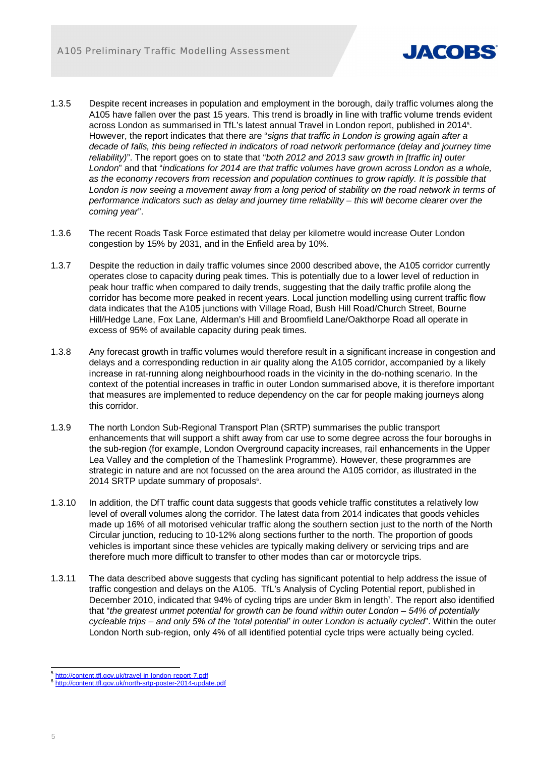1.3.5 Despite recent increases in population and employment in the borough, daily traffic volumes along the A105 have fallen over the past 15 years. This trend is broadly in line with traffic volume trends evident across London as summarised in TfL's latest annual Travel in London report, published in 2014[5]. However, the report indicates that there are "*signs that traffic in London is growing again after a decade of falls, this being reflected in indicators of road network performance (delay and journey time reliability)*". The report goes on to state that "*both 2012 and 2013 saw growth in [traffic in] outer London*" and that "*indications for 2014 are that traffic volumes have grown across London as a whole, as the economy recovers from recession and population continues to grow rapidly. It is possible that London is now seeing a movement away from a long period of stability on the road network in terms of performance indicators such as delay and journey time reliability – this will become clearer over the coming year*".

1.3.6 The recent Roads Task Force estimated that delay per kilometre would increase Outer London congestion by 15% by 2031, and in the Enfield area by 10%.

1.3.7 Despite the reduction in daily traffic volumes since 2000 described above, the A105 corridor currently operates close to capacity during peak times. This is potentially due to a lower level of reduction in peak hour traffic when compared to daily trends, suggesting that the daily traffic profile along the corridor has become more peaked in recent years. Local junction modelling using current traffic flow data indicates that the A105 junctions with Village Road, Bush Hill Road/Church Street, Bourne Hill/Hedge Lane, Fox Lane, Alderman's Hill and Broomfield Lane/Oakthorpe Road all operate in excess of 95% of available capacity during peak times.

1.3.8 Any forecast growth in traffic volumes would therefore result in a significant increase in congestion and delays and a corresponding reduction in air quality along the A105 corridor, accompanied by a likely increase in rat-running along neighbourhood roads in the vicinity in the do-nothing scenario. In the context of the potential increases in traffic in outer London summarised above, it is therefore important that measures are implemented to reduce dependency on the car for people making journeys along this corridor.

1.3.9 The north London Sub-Regional Transport Plan (SRTP) summarises the public transport enhancements that will support a shift away from car use to some degree across the four boroughs in the sub-region (for example, London Overground capacity increases, rail enhancements in the Upper Lea Valley and the completion of the Thameslink Programme). However, these programmes are strategic in nature and are not focussed on the area around the A105 corridor, as illustrated in the 2014 SRTP update summary of proposals[6].

1.3.10 In addition, the DfT traffic count data suggests that goods vehicle traffic constitutes a relatively low level of overall volumes along the corridor. The latest data from 2014 indicates that goods vehicles made up 16% of all motorised vehicular traffic along the southern section just to the north of the North Circular junction, reducing to 10-12% along sections further to the north. The proportion of goods vehicles is important since these vehicles are typically making delivery or servicing trips and are therefore much more difficult to transfer to other modes than car or motorcycle trips.

1.3.11 The data described above suggests that cycling has significant potential to help address the issue of traffic congestion and delays on the A105. TfL's Analysis of Cycling Potential report, published in December 2010, indicated that 94% of cycling trips are under 8km in length[7]. The report also identified that "*the greatest unmet potential for growth can be found within outer London – 54% of potentially cycleable trips – and only 5% of the 'total potential' in outer London is actually cycled*". Within the outer London North sub-region, only 4% of all identified potential cycle trips were actually being cycled.

---

[5] http://content.tfl.gov.uk/travel-in-london-report-7.pdf
[6] http://content.tfl.gov.uk/north-srtp-poster-2014-update.pdf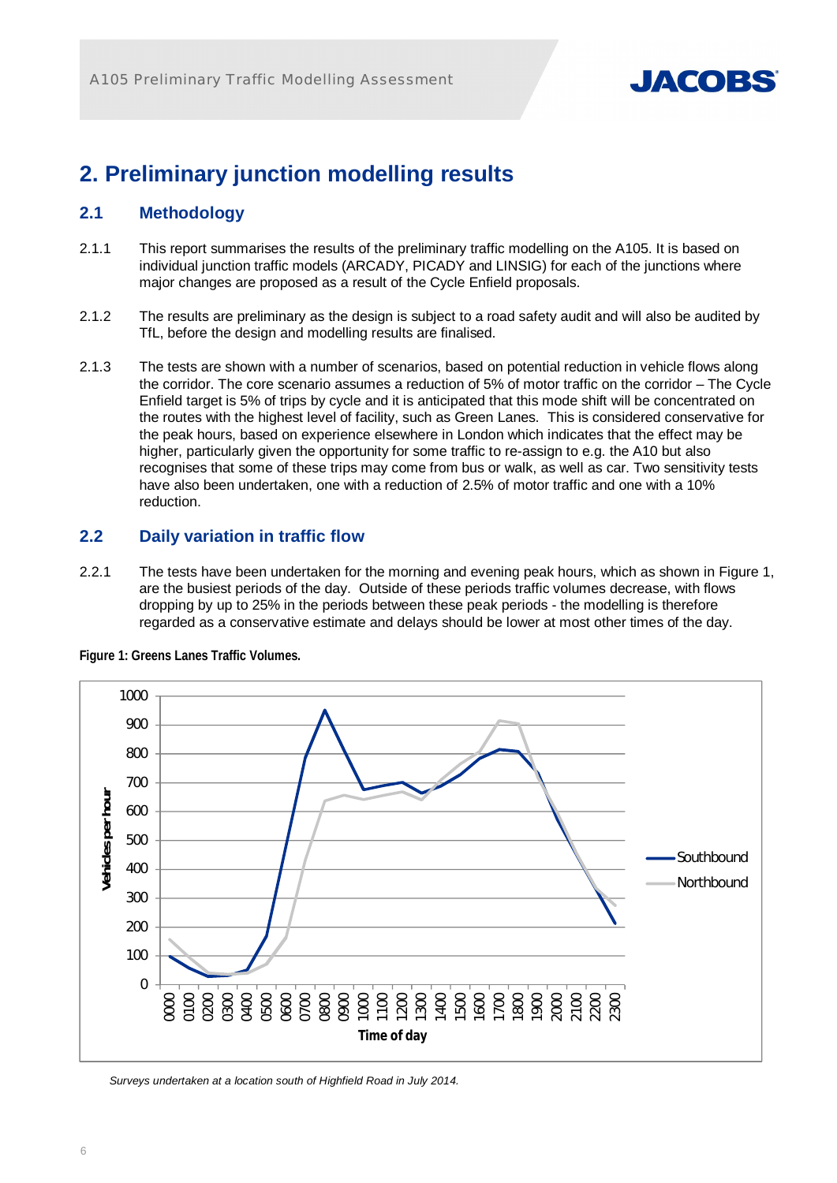# 2. Preliminary junction modelling results

## 2.1 Methodology

2.1.1 This report summarises the results of the preliminary traffic modelling on the A105. It is based on individual junction traffic models (ARCADY, PICADY and LINSIG) for each of the junctions where major changes are proposed as a result of the Cycle Enfield proposals.

2.1.2 The results are preliminary as the design is subject to a road safety audit and will also be audited by TfL, before the design and modelling results are finalised.

2.1.3 The tests are shown with a number of scenarios, based on potential reduction in vehicle flows along the corridor. The core scenario assumes a reduction of 5% of motor traffic on the corridor – The Cycle Enfield target is 5% of trips by cycle and it is anticipated that this mode shift will be concentrated on the routes with the highest level of facility, such as Green Lanes. This is considered conservative for the peak hours, based on experience elsewhere in London which indicates that the effect may be higher, particularly given the opportunity for some traffic to re-assign to e.g. the A10 but also recognises that some of these trips may come from bus or walk, as well as car. Two sensitivity tests have also been undertaken, one with a reduction of 2.5% of motor traffic and one with a 10% reduction.

## 2.2 Daily variation in traffic flow

2.2.1 The tests have been undertaken for the morning and evening peak hours, which as shown in Figure 1, are the busiest periods of the day. Outside of these periods traffic volumes decrease, with flows dropping by up to 25% in the periods between these peak periods - the modelling is therefore regarded as a conservative estimate and delays should be lower at most other times of the day.

**Figure 1: Greens Lanes Traffic Volumes.**

*Surveys undertaken at a location south of Highfield Road in July 2014.*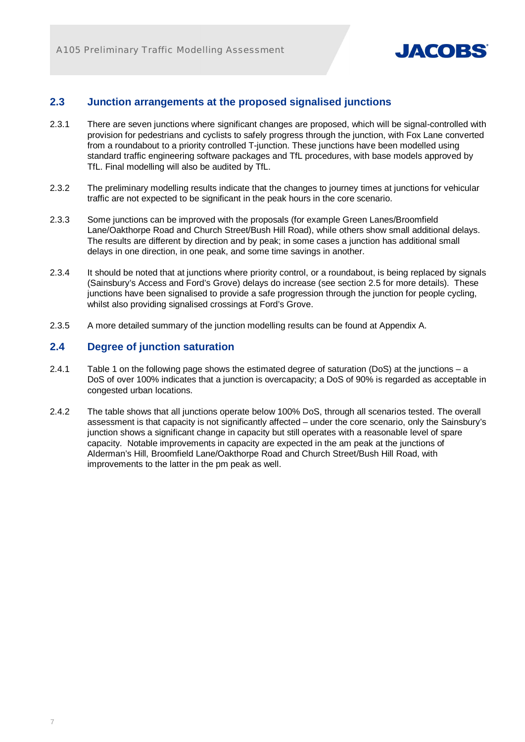## 2.3 Junction arrangements at the proposed signalised junctions

2.3.1 There are seven junctions where significant changes are proposed, which will be signal-controlled with provision for pedestrians and cyclists to safely progress through the junction, with Fox Lane converted from a roundabout to a priority controlled T-junction. These junctions have been modelled using standard traffic engineering software packages and TfL procedures, with base models approved by TfL. Final modelling will also be audited by TfL.

2.3.2 The preliminary modelling results indicate that the changes to journey times at junctions for vehicular traffic are not expected to be significant in the peak hours in the core scenario.

2.3.3 Some junctions can be improved with the proposals (for example Green Lanes/Broomfield Lane/Oakthorpe Road and Church Street/Bush Hill Road), while others show small additional delays. The results are different by direction and by peak; in some cases a junction has additional small delays in one direction, in one peak, and some time savings in another.

2.3.4 It should be noted that at junctions where priority control, or a roundabout, is being replaced by signals (Sainsbury's Access and Ford's Grove) delays do increase (see section 2.5 for more details). These junctions have been signalised to provide a safe progression through the junction for people cycling, whilst also providing signalised crossings at Ford's Grove.

2.3.5 A more detailed summary of the junction modelling results can be found at Appendix A.

## 2.4 Degree of junction saturation

2.4.1 Table 1 on the following page shows the estimated degree of saturation (DoS) at the junctions – a DoS of over 100% indicates that a junction is overcapacity; a DoS of 90% is regarded as acceptable in congested urban locations.

2.4.2 The table shows that all junctions operate below 100% DoS, through all scenarios tested. The overall assessment is that capacity is not significantly affected – under the core scenario, only the Sainsbury's junction shows a significant change in capacity but still operates with a reasonable level of spare capacity. Notable improvements in capacity are expected in the am peak at the junctions of Alderman's Hill, Broomfield Lane/Oakthorpe Road and Church Street/Bush Hill Road, with improvements to the latter in the pm peak as well.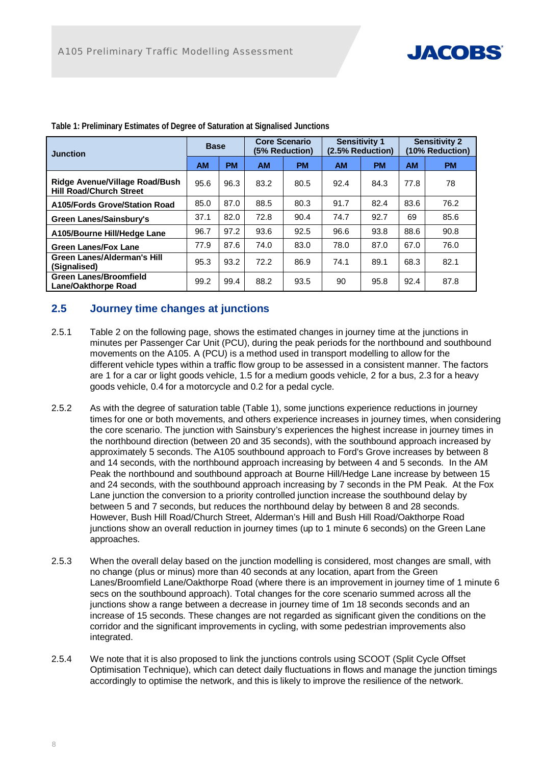**Table 1: Preliminary Estimates of Degree of Saturation at Signalised Junctions**

| Junction | Base | | Core Scenario (5% Reduction) | | Sensitivity 1 (2.5% Reduction) | | Sensitivity 2 (10% Reduction) | |
|---|---|---|---|---|---|---|---|---|
| | AM | PM | AM | PM | AM | PM | AM | PM |
| **Ridge Avenue/Village Road/Bush Hill Road/Church Street** | 95.6 | 96.3 | 83.2 | 80.5 | 92.4 | 84.3 | 77.8 | 78 |
| **A105/Fords Grove/Station Road** | 85.0 | 87.0 | 88.5 | 80.3 | 91.7 | 82.4 | 83.6 | 76.2 |
| **Green Lanes/Sainsbury's** | 37.1 | 82.0 | 72.8 | 90.4 | 74.7 | 92.7 | 69 | 85.6 |
| **A105/Bourne Hill/Hedge Lane** | 96.7 | 97.2 | 93.6 | 92.5 | 96.6 | 93.8 | 88.6 | 90.8 |
| **Green Lanes/Fox Lane** | 77.9 | 87.6 | 74.0 | 83.0 | 78.0 | 87.0 | 67.0 | 76.0 |
| **Green Lanes/Alderman's Hill (Signalised)** | 95.3 | 93.2 | 72.2 | 86.9 | 74.1 | 89.1 | 68.3 | 82.1 |
| **Green Lanes/Broomfield Lane/Oakthorpe Road** | 99.2 | 99.4 | 88.2 | 93.5 | 90 | 95.8 | 92.4 | 87.8 |

## 2.5 Journey time changes at junctions

2.5.1 Table 2 on the following page, shows the estimated changes in journey time at the junctions in minutes per Passenger Car Unit (PCU), during the peak periods for the northbound and southbound movements on the A105. A (PCU) is a method used in transport modelling to allow for the different vehicle types within a traffic flow group to be assessed in a consistent manner. The factors are 1 for a car or light goods vehicle, 1.5 for a medium goods vehicle, 2 for a bus, 2.3 for a heavy goods vehicle, 0.4 for a motorcycle and 0.2 for a pedal cycle.

2.5.2 As with the degree of saturation table (Table 1), some junctions experience reductions in journey times for one or both movements, and others experience increases in journey times, when considering the core scenario. The junction with Sainsbury's experiences the highest increase in journey times in the northbound direction (between 20 and 35 seconds), with the southbound approach increased by approximately 5 seconds. The A105 southbound approach to Ford's Grove increases by between 8 and 14 seconds, with the northbound approach increasing by between 4 and 5 seconds. In the AM Peak the northbound and southbound approach at Bourne Hill/Hedge Lane increase by between 15 and 24 seconds, with the southbound approach increasing by 7 seconds in the PM Peak. At the Fox Lane junction the conversion to a priority controlled junction increase the southbound delay by between 5 and 7 seconds, but reduces the northbound delay by between 8 and 28 seconds. However, Bush Hill Road/Church Street, Alderman's Hill and Bush Hill Road/Oakthorpe Road junctions show an overall reduction in journey times (up to 1 minute 6 seconds) on the Green Lane approaches.

2.5.3 When the overall delay based on the junction modelling is considered, most changes are small, with no change (plus or minus) more than 40 seconds at any location, apart from the Green Lanes/Broomfield Lane/Oakthorpe Road (where there is an improvement in journey time of 1 minute 6 secs on the southbound approach). Total changes for the core scenario summed across all the junctions show a range between a decrease in journey time of 1m 18 seconds seconds and an increase of 15 seconds. These changes are not regarded as significant given the conditions on the corridor and the significant improvements in cycling, with some pedestrian improvements also integrated.

2.5.4 We note that it is also proposed to link the junctions controls using SCOOT (Split Cycle Offset Optimisation Technique), which can detect daily fluctuations in flows and manage the junction timings accordingly to optimise the network, and this is likely to improve the resilience of the network.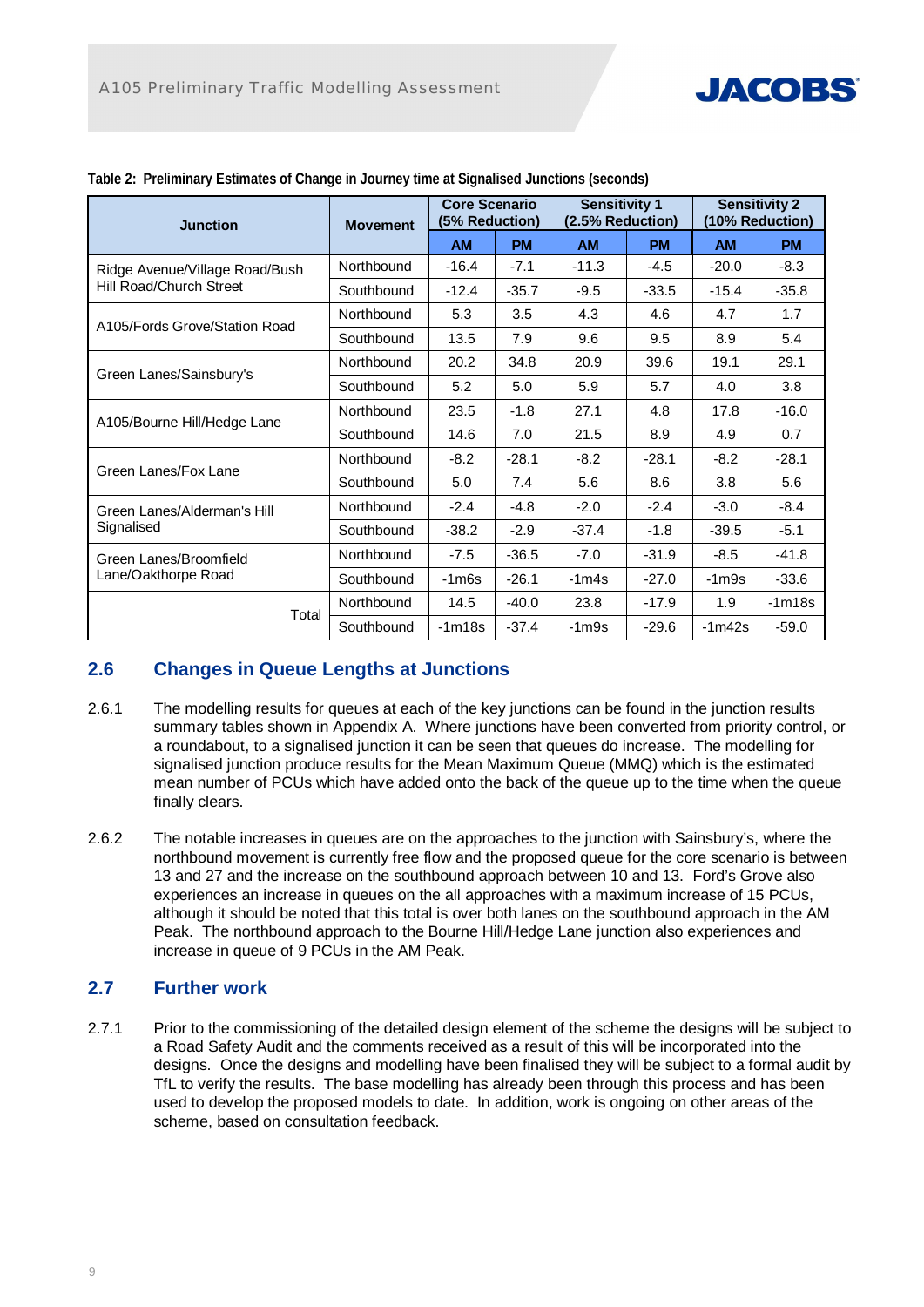**Table 2: Preliminary Estimates of Change in Journey time at Signalised Junctions (seconds)**

| Junction | Movement | Core Scenario (5% Reduction) | | Sensitivity 1 (2.5% Reduction) | | Sensitivity 2 (10% Reduction) | |
|---|---|---|---|---|---|---|---|
| | | AM | PM | AM | PM | AM | PM |
| Ridge Avenue/Village Road/Bush Hill Road/Church Street | Northbound | -16.4 | -7.1 | -11.3 | -4.5 | -20.0 | -8.3 |
| | Southbound | -12.4 | -35.7 | -9.5 | -33.5 | -15.4 | -35.8 |
| A105/Fords Grove/Station Road | Northbound | 5.3 | 3.5 | 4.3 | 4.6 | 4.7 | 1.7 |
| | Southbound | 13.5 | 7.9 | 9.6 | 9.5 | 8.9 | 5.4 |
| Green Lanes/Sainsbury's | Northbound | 20.2 | 34.8 | 20.9 | 39.6 | 19.1 | 29.1 |
| | Southbound | 5.2 | 5.0 | 5.9 | 5.7 | 4.0 | 3.8 |
| A105/Bourne Hill/Hedge Lane | Northbound | 23.5 | -1.8 | 27.1 | 4.8 | 17.8 | -16.0 |
| | Southbound | 14.6 | 7.0 | 21.5 | 8.9 | 4.9 | 0.7 |
| Green Lanes/Fox Lane | Northbound | -8.2 | -28.1 | -8.2 | -28.1 | -8.2 | -28.1 |
| | Southbound | 5.0 | 7.4 | 5.6 | 8.6 | 3.8 | 5.6 |
| Green Lanes/Alderman's Hill Signalised | Northbound | -2.4 | -4.8 | -2.0 | -2.4 | -3.0 | -8.4 |
| | Southbound | -38.2 | -2.9 | -37.4 | -1.8 | -39.5 | -5.1 |
| Green Lanes/Broomfield Lane/Oakthorpe Road | Northbound | -7.5 | -36.5 | -7.0 | -31.9 | -8.5 | -41.8 |
| | Southbound | -1m6s | -26.1 | -1m4s | -27.0 | -1m9s | -33.6 |
| Total | Northbound | 14.5 | -40.0 | 23.8 | -17.9 | 1.9 | -1m18s |
| | Southbound | -1m18s | -37.4 | -1m9s | -29.6 | -1m42s | -59.0 |

## 2.6 Changes in Queue Lengths at Junctions

2.6.1 The modelling results for queues at each of the key junctions can be found in the junction results summary tables shown in Appendix A. Where junctions have been converted from priority control, or a roundabout, to a signalised junction it can be seen that queues do increase. The modelling for signalised junction produce results for the Mean Maximum Queue (MMQ) which is the estimated mean number of PCUs which have added onto the back of the queue up to the time when the queue finally clears.

2.6.2 The notable increases in queues are on the approaches to the junction with Sainsbury's, where the northbound movement is currently free flow and the proposed queue for the core scenario is between 13 and 27 and the increase on the southbound approach between 10 and 13. Ford's Grove also experiences an increase in queues on the all approaches with a maximum increase of 15 PCUs, although it should be noted that this total is over both lanes on the southbound approach in the AM Peak. The northbound approach to the Bourne Hill/Hedge Lane junction also experiences and increase in queue of 9 PCUs in the AM Peak.

## 2.7 Further work

2.7.1 Prior to the commissioning of the detailed design element of the scheme the designs will be subject to a Road Safety Audit and the comments received as a result of this will be incorporated into the designs. Once the designs and modelling have been finalised they will be subject to a formal audit by TfL to verify the results. The base modelling has already been through this process and has been used to develop the proposed models to date. In addition, work is ongoing on other areas of the scheme, based on consultation feedback.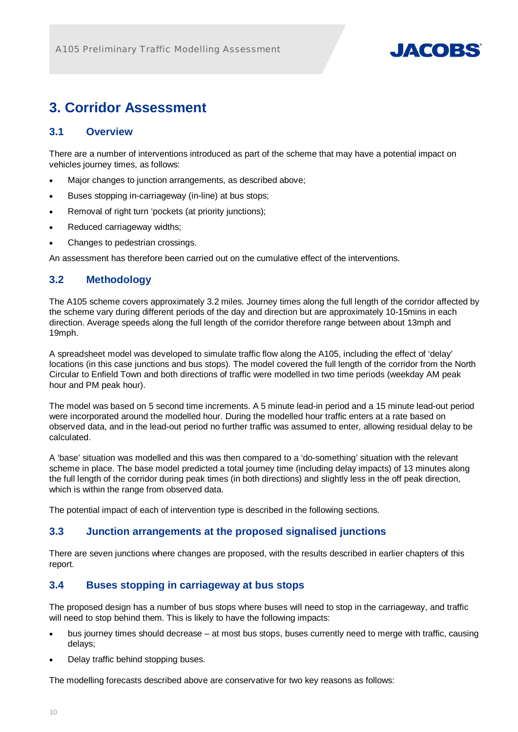# 3. Corridor Assessment

## 3.1 Overview

There are a number of interventions introduced as part of the scheme that may have a potential impact on vehicles journey times, as follows:

- Major changes to junction arrangements, as described above;
- Buses stopping in-carriageway (in-line) at bus stops;
- Removal of right turn 'pockets (at priority junctions);
- Reduced carriageway widths;
- Changes to pedestrian crossings.

An assessment has therefore been carried out on the cumulative effect of the interventions.

## 3.2 Methodology

The A105 scheme covers approximately 3.2 miles. Journey times along the full length of the corridor affected by the scheme vary during different periods of the day and direction but are approximately 10-15mins in each direction. Average speeds along the full length of the corridor therefore range between about 13mph and 19mph.

A spreadsheet model was developed to simulate traffic flow along the A105, including the effect of 'delay' locations (in this case junctions and bus stops). The model covered the full length of the corridor from the North Circular to Enfield Town and both directions of traffic were modelled in two time periods (weekday AM peak hour and PM peak hour).

The model was based on 5 second time increments. A 5 minute lead-in period and a 15 minute lead-out period were incorporated around the modelled hour. During the modelled hour traffic enters at a rate based on observed data, and in the lead-out period no further traffic was assumed to enter, allowing residual delay to be calculated.

A 'base' situation was modelled and this was then compared to a 'do-something' situation with the relevant scheme in place. The base model predicted a total journey time (including delay impacts) of 13 minutes along the full length of the corridor during peak times (in both directions) and slightly less in the off peak direction, which is within the range from observed data.

The potential impact of each of intervention type is described in the following sections.

## 3.3 Junction arrangements at the proposed signalised junctions

There are seven junctions where changes are proposed, with the results described in earlier chapters of this report.

## 3.4 Buses stopping in carriageway at bus stops

The proposed design has a number of bus stops where buses will need to stop in the carriageway, and traffic will need to stop behind them. This is likely to have the following impacts:

- bus journey times should decrease – at most bus stops, buses currently need to merge with traffic, causing delays;
- Delay traffic behind stopping buses.

The modelling forecasts described above are conservative for two key reasons as follows: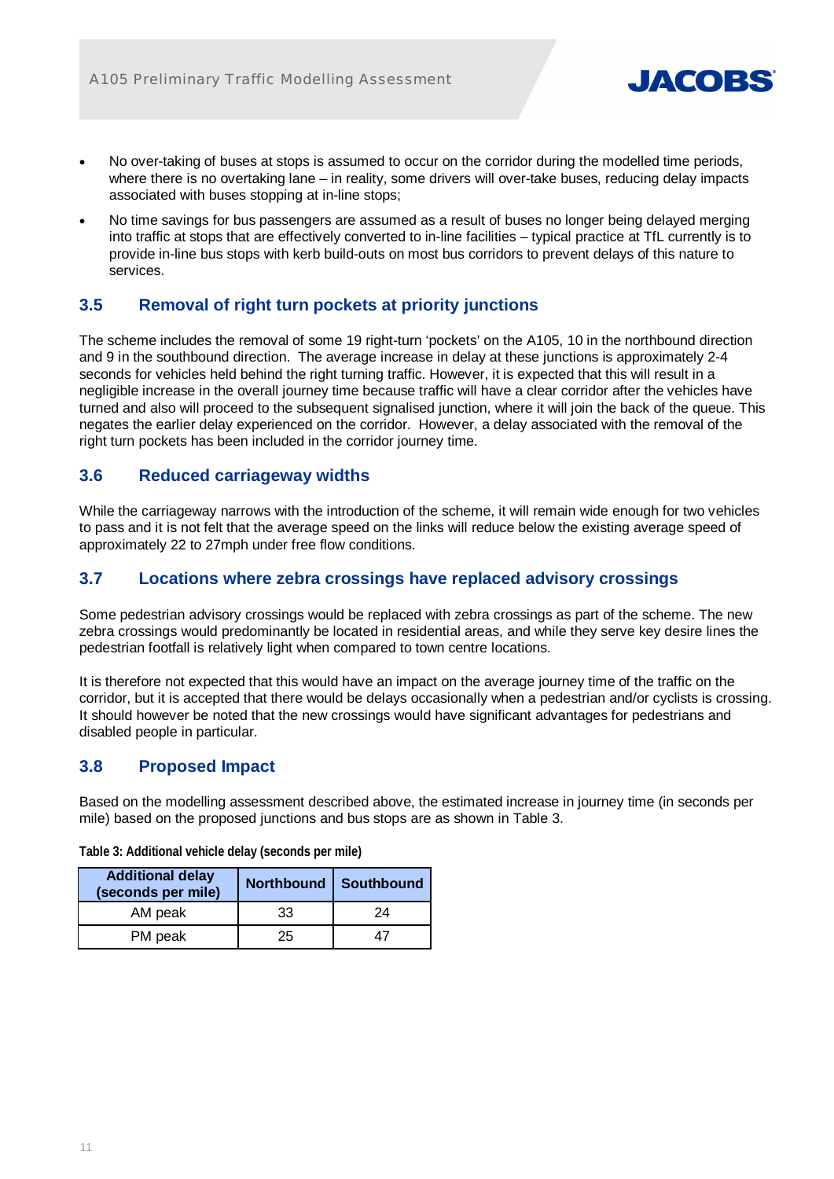- No over-taking of buses at stops is assumed to occur on the corridor during the modelled time periods, where there is no overtaking lane – in reality, some drivers will over-take buses, reducing delay impacts associated with buses stopping at in-line stops;
- No time savings for bus passengers are assumed as a result of buses no longer being delayed merging into traffic at stops that are effectively converted to in-line facilities – typical practice at TfL currently is to provide in-line bus stops with kerb build-outs on most bus corridors to prevent delays of this nature to services.

## 3.5 Removal of right turn pockets at priority junctions

The scheme includes the removal of some 19 right-turn 'pockets' on the A105, 10 in the northbound direction and 9 in the southbound direction. The average increase in delay at these junctions is approximately 2-4 seconds for vehicles held behind the right turning traffic. However, it is expected that this will result in a negligible increase in the overall journey time because traffic will have a clear corridor after the vehicles have turned and also will proceed to the subsequent signalised junction, where it will join the back of the queue. This negates the earlier delay experienced on the corridor. However, a delay associated with the removal of the right turn pockets has been included in the corridor journey time.

## 3.6 Reduced carriageway widths

While the carriageway narrows with the introduction of the scheme, it will remain wide enough for two vehicles to pass and it is not felt that the average speed on the links will reduce below the existing average speed of approximately 22 to 27mph under free flow conditions.

## 3.7 Locations where zebra crossings have replaced advisory crossings

Some pedestrian advisory crossings would be replaced with zebra crossings as part of the scheme. The new zebra crossings would predominantly be located in residential areas, and while they serve key desire lines the pedestrian footfall is relatively light when compared to town centre locations.

It is therefore not expected that this would have an impact on the average journey time of the traffic on the corridor, but it is accepted that there would be delays occasionally when a pedestrian and/or cyclists is crossing. It should however be noted that the new crossings would have significant advantages for pedestrians and disabled people in particular.

## 3.8 Proposed Impact

Based on the modelling assessment described above, the estimated increase in journey time (in seconds per mile) based on the proposed junctions and bus stops are as shown in Table 3.

**Table 3: Additional vehicle delay (seconds per mile)**

| Additional delay (seconds per mile) | Northbound | Southbound |
|---|---|---|
| AM peak | 33 | 24 |
| PM peak | 25 | 47 |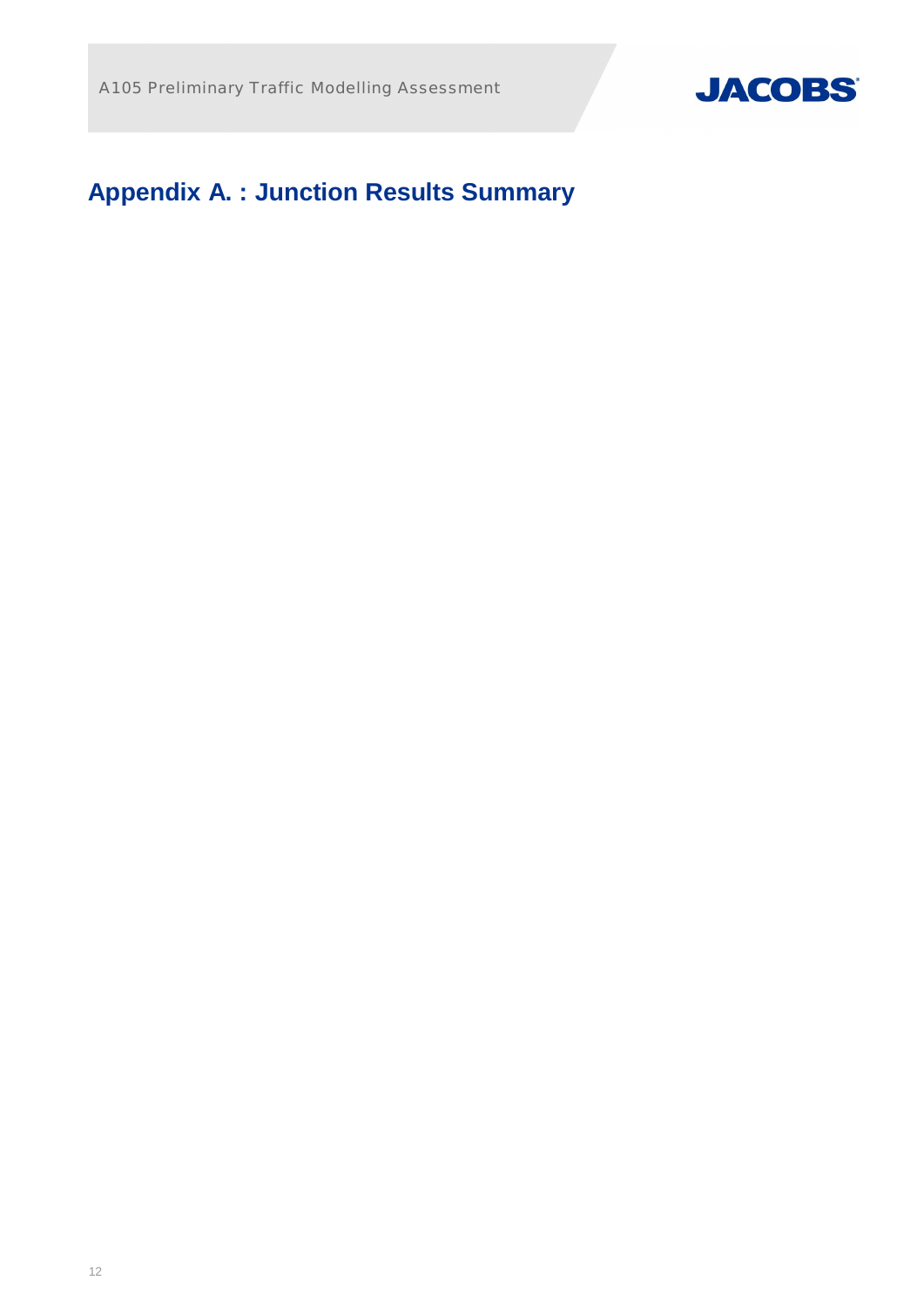# Appendix A. : Junction Results Summary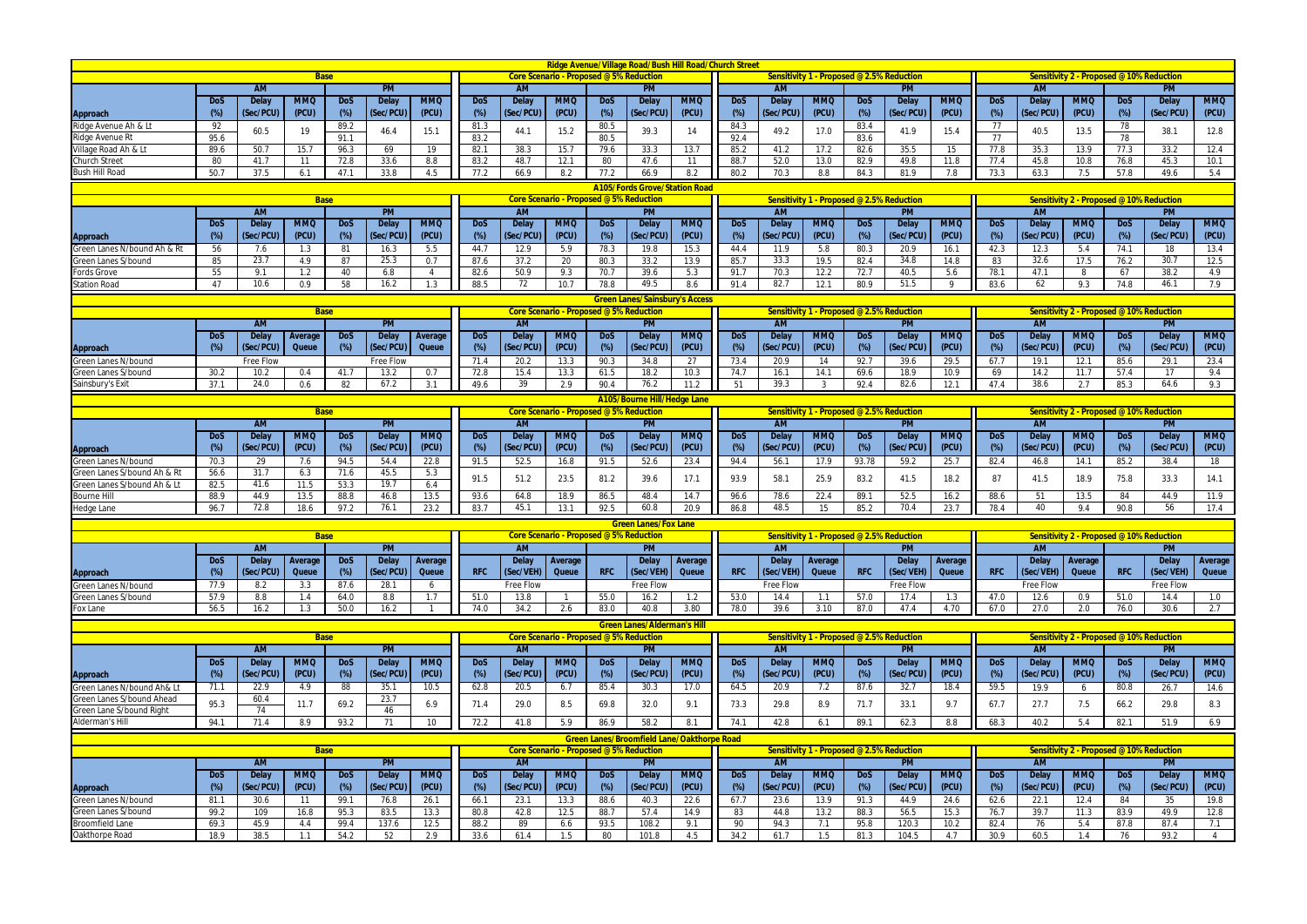## Ridge Avenue/Village Road/Bush Hill Road/Church Street

| | Base | | | | | | Core Scenario - Proposed @ 5% Reduction | | | | | | Sensitivity 1 - Proposed @ 2.5% Reduction | | | | | | Sensitivity 2 - Proposed @ 10% Reduction | | | | | |
|---|---|---|---|---|---|---|---|---|---|---|---|---|---|---|---|---|---|---|---|---|---|---|---|---|
| | AM | | | PM | | | AM | | | PM | | | AM | | | PM | | | AM | | | PM | | |
| Approach | DoS (%) | Delay (Sec/PCU) | MMQ (PCU) | DoS (%) | Delay (Sec/PCU) | MMQ (PCU) | DoS (%) | Delay (Sec/PCU) | MMQ (PCU) | DoS (%) | Delay (Sec/PCU) | MMQ (PCU) | DoS (%) | Delay (Sec/PCU) | MMQ (PCU) | DoS (%) | Delay (Sec/PCU) | MMQ (PCU) | DoS (%) | Delay (Sec/PCU) | MMQ (PCU) | DoS (%) | Delay (Sec/PCU) | MMQ (PCU) |
| Ridge Avenue Ah & Lt | 92 | 60.5 | 19 | 89.2 | 46.4 | 15.1 | 81.3 | 44.1 | 15.2 | 80.5 | 39.3 | 14 | 84.3 | 49.2 | 17.0 | 83.4 | 41.9 | 15.4 | 77 | 40.5 | 13.5 | 78 | 38.1 | 12.8 |
| Ridge Avenue Rt | 95.6 | | | 91.1 | | | 83.2 | | | 80.5 | | | 92.4 | | | 83.6 | | | 77 | | | 78 | | |
| Village Road Ah & Lt | 89.6 | 50.7 | 15.7 | 96.3 | 69 | 19 | 82.1 | 38.3 | 15.7 | 79.6 | 33.3 | 13.7 | 85.2 | 41.2 | 17.2 | 82.6 | 35.5 | 15 | 77.8 | 35.3 | 13.9 | 77.3 | 33.2 | 12.4 |
| Church Street | 80 | 41.7 | 11 | 72.8 | 33.6 | 8.8 | 83.2 | 48.7 | 12.1 | 80 | 47.6 | 11 | 88.7 | 52.0 | 13.0 | 82.9 | 49.8 | 11.8 | 77.4 | 45.8 | 10.8 | 76.8 | 45.3 | 10.1 |
| Bush Hill Road | 50.7 | 37.5 | 6.1 | 47.1 | 33.8 | 4.5 | 77.2 | 66.9 | 8.2 | 77.2 | 66.9 | 8.2 | 80.2 | 70.3 | 8.8 | 84.3 | 81.9 | 7.8 | 73.3 | 63.3 | 7.5 | 57.8 | 49.6 | 5.4 |

## A105/Fords Grove/Station Road

| | Base | | | | | | Core Scenario - Proposed @ 5% Reduction | | | | | | Sensitivity 1 - Proposed @ 2.5% Reduction | | | | | | Sensitivity 2 - Proposed @ 10% Reduction | | | | | |
|---|---|---|---|---|---|---|---|---|---|---|---|---|---|---|---|---|---|---|---|---|---|---|---|---|
| | AM | | | PM | | | AM | | | PM | | | AM | | | PM | | | AM | | | PM | | |
| Approach | DoS (%) | Delay (Sec/PCU) | MMQ (PCU) | DoS (%) | Delay (Sec/PCU) | MMQ (PCU) | DoS (%) | Delay (Sec/PCU) | MMQ (PCU) | DoS (%) | Delay (Sec/PCU) | MMQ (PCU) | DoS (%) | Delay (Sec/PCU) | MMQ (PCU) | DoS (%) | Delay (Sec/PCU) | MMQ (PCU) | DoS (%) | Delay (Sec/PCU) | MMQ (PCU) | DoS (%) | Delay (Sec/PCU) | MMQ (PCU) |
| Green Lanes N/bound Ah & Rt | 56 | 7.6 | 1.3 | 81 | 16.3 | 5.5 | 44.7 | 12.9 | 5.9 | 78.3 | 19.8 | 15.3 | 44.4 | 11.9 | 5.8 | 80.3 | 20.9 | 16.1 | 42.3 | 12.3 | 5.4 | 74.1 | 18 | 13.4 |
| Green Lanes S/bound | 85 | 23.7 | 4.9 | 87 | 25.3 | 0.7 | 87.6 | 37.2 | 20 | 80.3 | 33.2 | 13.9 | 85.7 | 33.3 | 19.5 | 82.4 | 34.8 | 14.8 | 83 | 32.6 | 17.5 | 76.2 | 30.7 | 12.5 |
| Fords Grove | 55 | 9.1 | 1.2 | 40 | 6.8 | 4 | 82.6 | 50.9 | 9.3 | 70.7 | 39.6 | 5.3 | 91.7 | 70.3 | 12.2 | 72.7 | 40.5 | 5.6 | 78.1 | 47.1 | 8 | 67 | 38.2 | 4.9 |
| Station Road | 47 | 10.6 | 0.9 | 58 | 16.2 | 1.3 | 88.5 | 72 | 10.7 | 78.8 | 49.5 | 8.6 | 91.4 | 82.7 | 12.1 | 80.9 | 51.5 | 9 | 83.6 | 62 | 9.3 | 74.8 | 46.1 | 7.9 |

## Green Lanes/Sainsbury's Access

| | Base | | | | | | Core Scenario - Proposed @ 5% Reduction | | | | | | Sensitivity 1 - Proposed @ 2.5% Reduction | | | | | | Sensitivity 2 - Proposed @ 10% Reduction | | | | | |
|---|---|---|---|---|---|---|---|---|---|---|---|---|---|---|---|---|---|---|---|---|---|---|---|---|
| | AM | | | PM | | | AM | | | PM | | | AM | | | PM | | | AM | | | PM | | |
| Approach | DoS (%) | Delay (Sec/PCU) | Average Queue | DoS (%) | Delay (Sec/PCU) | Average Queue | DoS (%) | Delay (Sec/PCU) | MMQ (PCU) | DoS (%) | Delay (Sec/PCU) | MMQ (PCU) | DoS (%) | Delay (Sec/PCU) | MMQ (PCU) | DoS (%) | Delay (Sec/PCU) | MMQ (PCU) | DoS (%) | Delay (Sec/PCU) | MMQ (PCU) | DoS (%) | Delay (Sec/PCU) | MMQ (PCU) |
| Green Lanes N/bound | | Free Flow | | | Free Flow | | 71.4 | 20.2 | 13.3 | 90.3 | 34.8 | 27 | 73.4 | 20.9 | 14 | 92.7 | 39.6 | 29.5 | 67.7 | 19.1 | 12.1 | 85.6 | 29.1 | 23.4 |
| Green Lanes S/bound | 30.2 | 10.2 | 0.4 | 41.7 | 13.2 | 0.7 | 72.8 | 15.4 | 13.3 | 61.5 | 18.2 | 10.3 | 74.7 | 16.1 | 14.1 | 69.6 | 18.9 | 10.9 | 69 | 14.2 | 11.7 | 57.4 | 17 | 9.4 |
| Sainsbury's Exit | 37.1 | 24.0 | 0.6 | 82 | 67.2 | 3.1 | 49.6 | 39 | 2.9 | 90.4 | 76.2 | 11.2 | 51 | 39.3 | 3 | 92.4 | 82.6 | 12.1 | 47.4 | 38.6 | 2.7 | 85.3 | 64.6 | 9.3 |

## A105/Bourne Hill/Hedge Lane

| | Base | | | | | | Core Scenario - Proposed @ 5% Reduction | | | | | | Sensitivity 1 - Proposed @ 2.5% Reduction | | | | | | Sensitivity 2 - Proposed @ 10% Reduction | | | | | |
|---|---|---|---|---|---|---|---|---|---|---|---|---|---|---|---|---|---|---|---|---|---|---|---|---|
| | AM | | | PM | | | AM | | | PM | | | AM | | | PM | | | AM | | | PM | | |
| Approach | DoS (%) | Delay (Sec/PCU) | MMQ (PCU) | DoS (%) | Delay (Sec/PCU) | MMQ (PCU) | DoS (%) | Delay (Sec/PCU) | MMQ (PCU) | DoS (%) | Delay (Sec/PCU) | MMQ (PCU) | DoS (%) | Delay (Sec/PCU) | MMQ (PCU) | DoS (%) | Delay (Sec/PCU) | MMQ (PCU) | DoS (%) | Delay (Sec/PCU) | MMQ (PCU) | DoS (%) | Delay (Sec/PCU) | MMQ (PCU) |
| Green Lanes N/bound | 70.3 | 29 | 7.6 | 94.5 | 54.4 | 22.8 | 91.5 | 52.5 | 16.8 | 91.5 | 52.6 | 23.4 | 94.4 | 56.1 | 17.9 | 93.78 | 59.2 | 25.7 | 82.4 | 46.8 | 14.1 | 85.2 | 38.4 | 18 |
| Green Lanes S/bound Ah & Rt | 56.6 | 31.7 | 6.3 | 71.6 | 45.5 | 5.3 | 91.5 | 51.2 | 23.5 | 81.2 | 39.6 | 17.1 | 93.9 | 58.1 | 25.9 | 83.2 | 41.5 | 18.2 | 87 | 41.5 | 18.9 | 75.8 | 33.3 | 14.1 |
| Green Lanes S/bound Ah & Lt | 82.5 | 41.6 | 11.5 | 53.3 | 19.7 | 6.4 | | | | | | | | | | | | | | | | | | |
| Bourne Hill | 88.9 | 44.9 | 13.5 | 88.8 | 46.8 | 13.5 | 93.6 | 64.8 | 18.9 | 86.5 | 48.4 | 14.7 | 96.6 | 78.6 | 22.4 | 89.1 | 52.5 | 16.2 | 88.6 | 51 | 13.5 | 84 | 44.9 | 11.9 |
| Hedge Lane | 96.7 | 72.8 | 18.6 | 97.2 | 76.1 | 23.2 | 83.7 | 45.1 | 13.1 | 92.5 | 60.8 | 20.9 | 86.8 | 48.5 | 15 | 85.2 | 70.4 | 23.7 | 78.4 | 40 | 9.4 | 90.8 | 56 | 17.4 |

## Green Lanes/Fox Lane

| | Base | | | | | | Core Scenario - Proposed @ 5% Reduction | | | | | | Sensitivity 1 - Proposed @ 2.5% Reduction | | | | | | Sensitivity 2 - Proposed @ 10% Reduction | | | | | |
|---|---|---|---|---|---|---|---|---|---|---|---|---|---|---|---|---|---|---|---|---|---|---|---|---|
| | AM | | | PM | | | AM | | | PM | | | AM | | | PM | | | AM | | | PM | | |
| Approach | DoS (%) | Delay (Sec/PCU) | Average Queue | DoS (%) | Delay (Sec/PCU) | Average Queue | RFC | Delay (Sec/VEH) | Average Queue | RFC | Delay (Sec/VEH) | Average Queue | RFC | Delay (Sec/VEH) | Average Queue | RFC | Delay (Sec/VEH) | Average Queue | RFC | Delay (Sec/VEH) | Average Queue | RFC | Delay (Sec/VEH) | Average Queue |
| Green Lanes N/bound | 77.9 | 8.2 | 3.3 | 87.6 | 28.1 | 6 | | Free Flow | | | Free Flow | | | Free Flow | | | Free Flow | | | Free Flow | | | Free Flow | |
| Green Lanes S/bound | 57.9 | 8.8 | 1.4 | 64.0 | 8.8 | 1.7 | 51.0 | 13.8 | 1 | 55.0 | 16.2 | 1.2 | 53.0 | 14.4 | 1.1 | 57.0 | 17.4 | 1.3 | 47.0 | 12.6 | 0.9 | 51.0 | 14.4 | 1.0 |
| Fox Lane | 56.5 | 16.2 | 1.3 | 50.0 | 16.2 | 1 | 74.0 | 34.2 | 2.6 | 83.0 | 40.8 | 3.80 | 78.0 | 39.6 | 3.10 | 87.0 | 47.4 | 4.70 | 67.0 | 27.0 | 2.0 | 76.0 | 30.6 | 2.7 |

## Green Lanes/Alderman's Hill

| | Base | | | | | | Core Scenario - Proposed @ 5% Reduction | | | | | | Sensitivity 1 - Proposed @ 2.5% Reduction | | | | | | Sensitivity 2 - Proposed @ 10% Reduction | | | | | |
|---|---|---|---|---|---|---|---|---|---|---|---|---|---|---|---|---|---|---|---|---|---|---|---|---|
| | AM | | | PM | | | AM | | | PM | | | AM | | | PM | | | AM | | | PM | | |
| Approach | DoS (%) | Delay (Sec/PCU) | MMQ (PCU) | DoS (%) | Delay (Sec/PCU) | MMQ (PCU) | DoS (%) | Delay (Sec/PCU) | MMQ (PCU) | DoS (%) | Delay (Sec/PCU) | MMQ (PCU) | DoS (%) | Delay (Sec/PCU) | MMQ (PCU) | DoS (%) | Delay (Sec/PCU) | MMQ (PCU) | DoS (%) | Delay (Sec/PCU) | MMQ (PCU) | DoS (%) | Delay (Sec/PCU) | MMQ (PCU) |
| Green Lanes N/bound Ah& Lt | 71.1 | 22.9 | 4.9 | 88 | 35.1 | 10.5 | 62.8 | 20.5 | 6.7 | 85.4 | 30.3 | 17.0 | 64.5 | 20.9 | 7.2 | 87.6 | 32.7 | 18.4 | 59.5 | 19.9 | 6 | 80.8 | 26.7 | 14.6 |
| Green Lanes S/bound Ahead | 95.3 | 60.4 | 11.7 | 69.2 | 23.7 | 6.9 | 71.4 | 29.0 | 8.5 | 69.8 | 32.0 | 9.1 | 73.3 | 29.8 | 8.9 | 71.7 | 33.1 | 9.7 | 67.7 | 27.7 | 7.5 | 66.2 | 29.8 | 8.3 |
| Green Lane S/bound Right | | 74 | | | 46 | | | | | | | | | | | | | | | | | | | |
| Alderman's Hill | 94.1 | 71.4 | 8.9 | 93.2 | 71 | 10 | 72.2 | 41.8 | 5.9 | 86.9 | 58.2 | 8.1 | 74.1 | 42.8 | 6.1 | 89.1 | 62.3 | 8.8 | 68.3 | 40.2 | 5.4 | 82.1 | 51.9 | 6.9 |

## Green Lanes/Broomfield Lane/Oakthorpe Road

| | Base | | | | | | Core Scenario - Proposed @ 5% Reduction | | | | | | Sensitivity 1 - Proposed @ 2.5% Reduction | | | | | | Sensitivity 2 - Proposed @ 10% Reduction | | | | | |
|---|---|---|---|---|---|---|---|---|---|---|---|---|---|---|---|---|---|---|---|---|---|---|---|---|
| | AM | | | PM | | | AM | | | PM | | | AM | | | PM | | | AM | | | PM | | |
| Approach | DoS (%) | Delay (Sec/PCU) | MMQ (PCU) | DoS (%) | Delay (Sec/PCU) | MMQ (PCU) | DoS (%) | Delay (Sec/PCU) | MMQ (PCU) | DoS (%) | Delay (Sec/PCU) | MMQ (PCU) | DoS (%) | Delay (Sec/PCU) | MMQ (PCU) | DoS (%) | Delay (Sec/PCU) | MMQ (PCU) | DoS (%) | Delay (Sec/PCU) | MMQ (PCU) | DoS (%) | Delay (Sec/PCU) | MMQ (PCU) |
| Green Lanes N/bound | 81.1 | 30.6 | 11 | 99.1 | 76.8 | 26.1 | 66.1 | 23.1 | 13.3 | 88.6 | 40.3 | 22.6 | 67.7 | 23.6 | 13.9 | 91.3 | 44.9 | 24.6 | 62.6 | 22.1 | 12.4 | 84 | 35 | 19.8 |
| Green Lanes S/bound | 99.2 | 109 | 16.8 | 95.3 | 83.5 | 13.3 | 80.8 | 42.8 | 12.5 | 88.7 | 57.4 | 14.9 | 83 | 44.8 | 13.2 | 88.3 | 56.5 | 15.3 | 76.7 | 39.7 | 11.3 | 83.9 | 49.9 | 12.8 |
| Broomfield Lane | 69.3 | 45.9 | 4.4 | 99.4 | 137.6 | 12.5 | 88.2 | 89 | 6.6 | 93.5 | 108.2 | 9.1 | 90 | 94.3 | 7.1 | 95.8 | 120.3 | 10.2 | 82.4 | 76 | 5.4 | 87.8 | 87.4 | 7.1 |
| Oakthorpe Road | 18.9 | 38.5 | 1.1 | 54.2 | 52 | 2.9 | 33.6 | 61.4 | 1.5 | 80 | 101.8 | 4.5 | 34.2 | 61.7 | 1.5 | 81.3 | 104.5 | 4.7 | 30.9 | 60.5 | 1.4 | 76 | 93.2 | 4 |